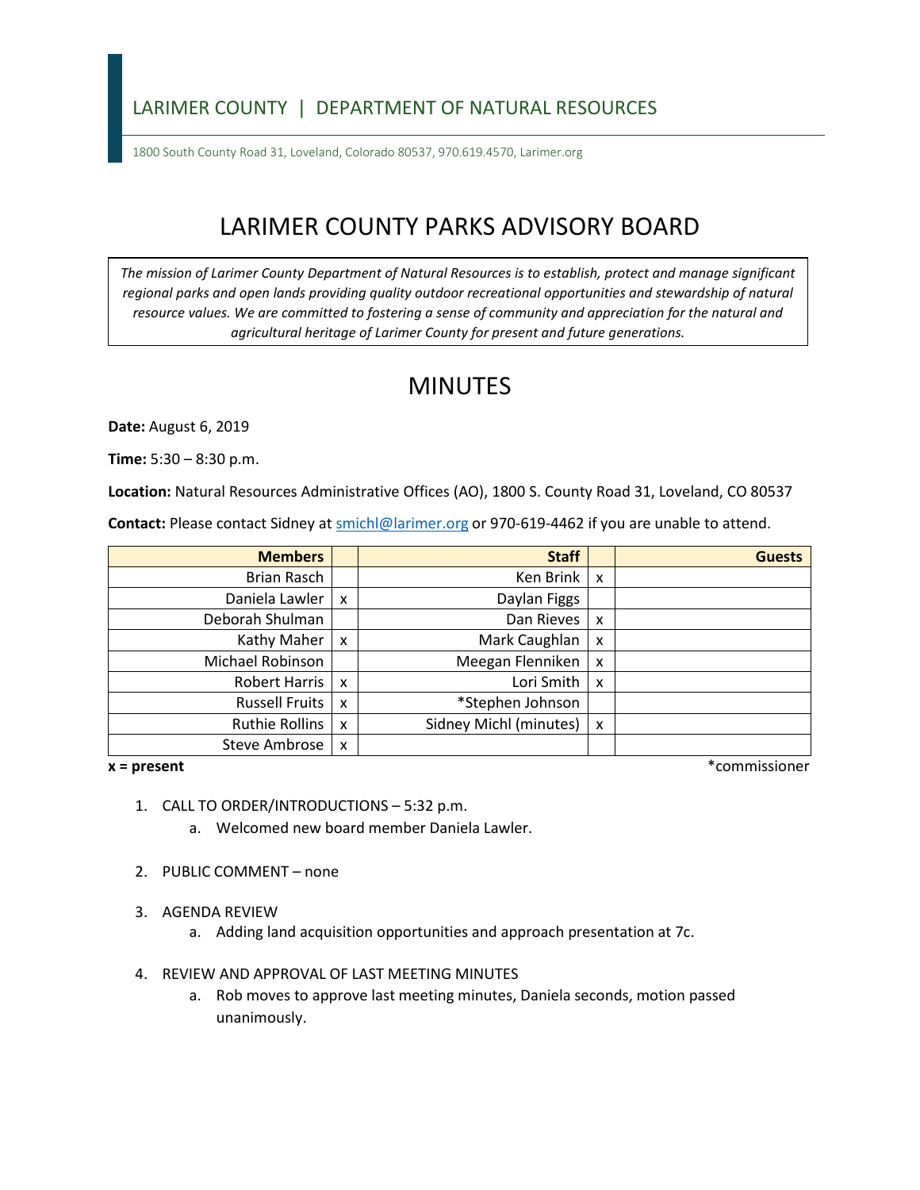LARIMER COUNTY | DEPARTMENT OF NATURAL RESOURCES

1800 South County Road 31, Loveland, Colorado 80537, 970.619.4570, Larimer.org

# LARIMER COUNTY PARKS ADVISORY BOARD

*The mission of Larimer County Department of Natural Resources is to establish, protect and manage significant regional parks and open lands providing quality outdoor recreational opportunities and stewardship of natural resource values. We are committed to fostering a sense of community and appreciation for the natural and agricultural heritage of Larimer County for present and future generations.*

# MINUTES

**Date:** August 6, 2019

**Time:** 5:30 – 8:30 p.m.

**Location:** Natural Resources Administrative Offices (AO), 1800 S. County Road 31, Loveland, CO 80537

**Contact:** Please contact Sidney at smichl@larimer.org or 970-619-4462 if you are unable to attend.

| Members | | Staff | | Guests |
|---|---|---|---|---|
| Brian Rasch | | Ken Brink | x | |
| Daniela Lawler | x | Daylan Figgs | | |
| Deborah Shulman | | Dan Rieves | x | |
| Kathy Maher | x | Mark Caughlan | x | |
| Michael Robinson | | Meegan Flenniken | x | |
| Robert Harris | x | Lori Smith | x | |
| Russell Fruits | x | *Stephen Johnson | | |
| Ruthie Rollins | x | Sidney Michl (minutes) | x | |
| Steve Ambrose | x | | | |

**x = present** *commissioner

1. CALL TO ORDER/INTRODUCTIONS – 5:32 p.m.
    a. Welcomed new board member Daniela Lawler.

2. PUBLIC COMMENT – none

3. AGENDA REVIEW
    a. Adding land acquisition opportunities and approach presentation at 7c.

4. REVIEW AND APPROVAL OF LAST MEETING MINUTES
    a. Rob moves to approve last meeting minutes, Daniela seconds, motion passed unanimously.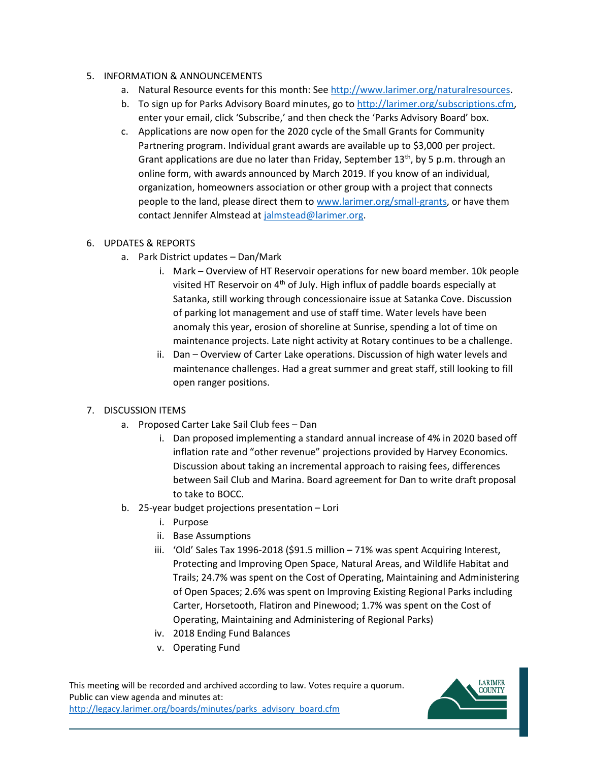5. INFORMATION & ANNOUNCEMENTS
    a. Natural Resource events for this month: See http://www.larimer.org/naturalresources.
    b. To sign up for Parks Advisory Board minutes, go to http://larimer.org/subscriptions.cfm, enter your email, click 'Subscribe,' and then check the 'Parks Advisory Board' box.
    c. Applications are now open for the 2020 cycle of the Small Grants for Community Partnering program. Individual grant awards are available up to $3,000 per project. Grant applications are due no later than Friday, September 13th, by 5 p.m. through an online form, with awards announced by March 2019. If you know of an individual, organization, homeowners association or other group with a project that connects people to the land, please direct them to www.larimer.org/small-grants, or have them contact Jennifer Almstead at jalmstead@larimer.org.

6. UPDATES & REPORTS
    a. Park District updates – Dan/Mark
        i. Mark – Overview of HT Reservoir operations for new board member. 10k people visited HT Reservoir on 4th of July. High influx of paddle boards especially at Satanka, still working through concessionaire issue at Satanka Cove. Discussion of parking lot management and use of staff time. Water levels have been anomaly this year, erosion of shoreline at Sunrise, spending a lot of time on maintenance projects. Late night activity at Rotary continues to be a challenge.
        ii. Dan – Overview of Carter Lake operations. Discussion of high water levels and maintenance challenges. Had a great summer and great staff, still looking to fill open ranger positions.

7. DISCUSSION ITEMS
    a. Proposed Carter Lake Sail Club fees – Dan
        i. Dan proposed implementing a standard annual increase of 4% in 2020 based off inflation rate and "other revenue" projections provided by Harvey Economics. Discussion about taking an incremental approach to raising fees, differences between Sail Club and Marina. Board agreement for Dan to write draft proposal to take to BOCC.
    b. 25-year budget projections presentation – Lori
        i. Purpose
        ii. Base Assumptions
        iii. 'Old' Sales Tax 1996-2018 ($91.5 million – 71% was spent Acquiring Interest, Protecting and Improving Open Space, Natural Areas, and Wildlife Habitat and Trails; 24.7% was spent on the Cost of Operating, Maintaining and Administering of Open Spaces; 2.6% was spent on Improving Existing Regional Parks including Carter, Horsetooth, Flatiron and Pinewood; 1.7% was spent on the Cost of Operating, Maintaining and Administering of Regional Parks)
        iv. 2018 Ending Fund Balances
        v. Operating Fund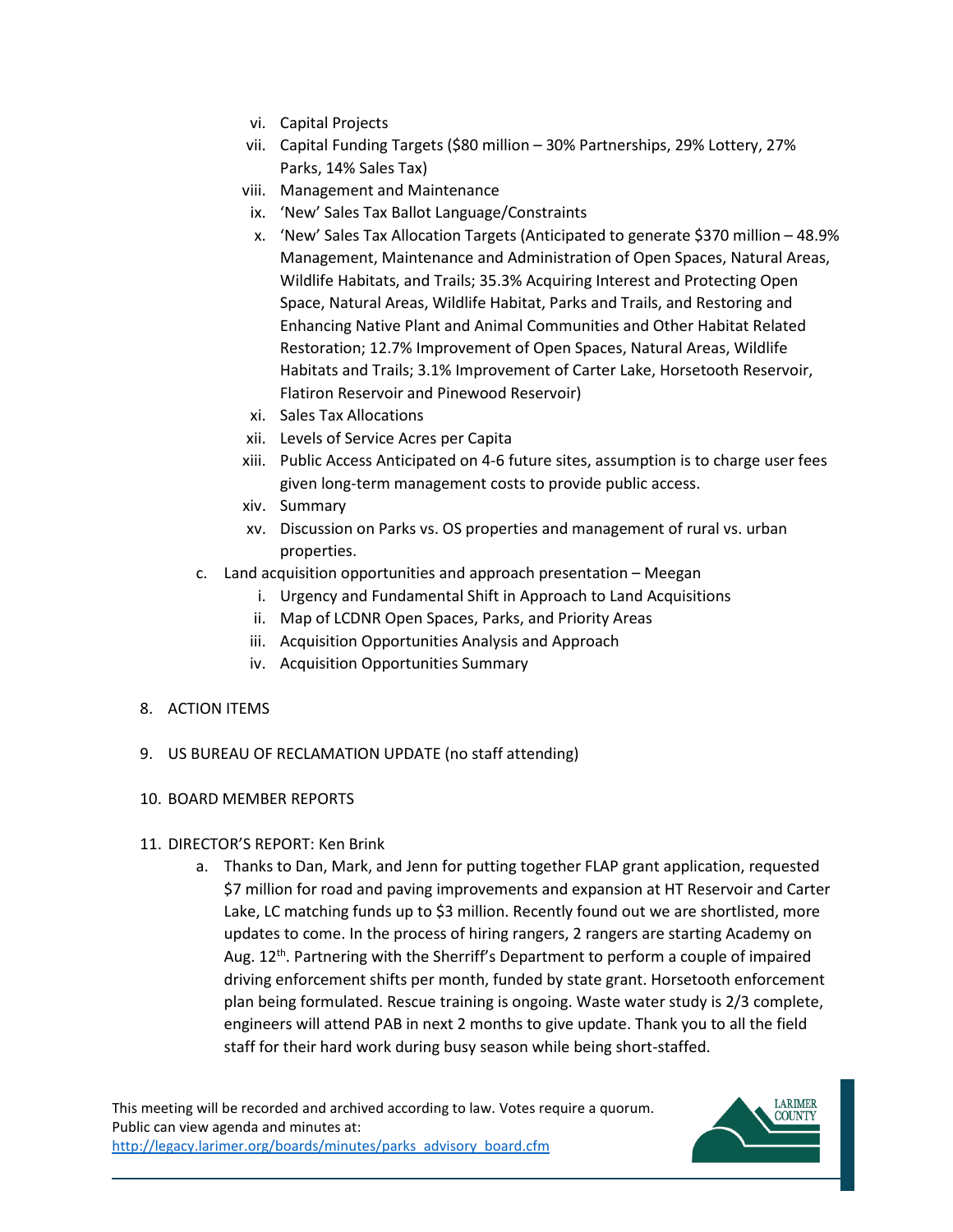vi. Capital Projects
   vii. Capital Funding Targets ($80 million – 30% Partnerships, 29% Lottery, 27% Parks, 14% Sales Tax)
   viii. Management and Maintenance
   ix. 'New' Sales Tax Ballot Language/Constraints
   x. 'New' Sales Tax Allocation Targets (Anticipated to generate $370 million – 48.9% Management, Maintenance and Administration of Open Spaces, Natural Areas, Wildlife Habitats, and Trails; 35.3% Acquiring Interest and Protecting Open Space, Natural Areas, Wildlife Habitat, Parks and Trails, and Restoring and Enhancing Native Plant and Animal Communities and Other Habitat Related Restoration; 12.7% Improvement of Open Spaces, Natural Areas, Wildlife Habitats and Trails; 3.1% Improvement of Carter Lake, Horsetooth Reservoir, Flatiron Reservoir and Pinewood Reservoir)
   xi. Sales Tax Allocations
   xii. Levels of Service Acres per Capita
   xiii. Public Access Anticipated on 4-6 future sites, assumption is to charge user fees given long-term management costs to provide public access.
   xiv. Summary
   xv. Discussion on Parks vs. OS properties and management of rural vs. urban properties.

c. Land acquisition opportunities and approach presentation – Meegan
   i. Urgency and Fundamental Shift in Approach to Land Acquisitions
   ii. Map of LCDNR Open Spaces, Parks, and Priority Areas
   iii. Acquisition Opportunities Analysis and Approach
   iv. Acquisition Opportunities Summary

8. ACTION ITEMS

9. US BUREAU OF RECLAMATION UPDATE (no staff attending)

10. BOARD MEMBER REPORTS

11. DIRECTOR'S REPORT: Ken Brink
   a. Thanks to Dan, Mark, and Jenn for putting together FLAP grant application, requested $7 million for road and paving improvements and expansion at HT Reservoir and Carter Lake, LC matching funds up to $3 million. Recently found out we are shortlisted, more updates to come. In the process of hiring rangers, 2 rangers are starting Academy on Aug. 12th. Partnering with the Sherriff's Department to perform a couple of impaired driving enforcement shifts per month, funded by state grant. Horsetooth enforcement plan being formulated. Rescue training is ongoing. Waste water study is 2/3 complete, engineers will attend PAB in next 2 months to give update. Thank you to all the field staff for their hard work during busy season while being short-staffed.

This meeting will be recorded and archived according to law. Votes require a quorum. Public can view agenda and minutes at: [http://legacy.larimer.org/boards/minutes/parks_advisory_board.cfm](http://legacy.larimer.org/boards/minutes/parks_advisory_board.cfm)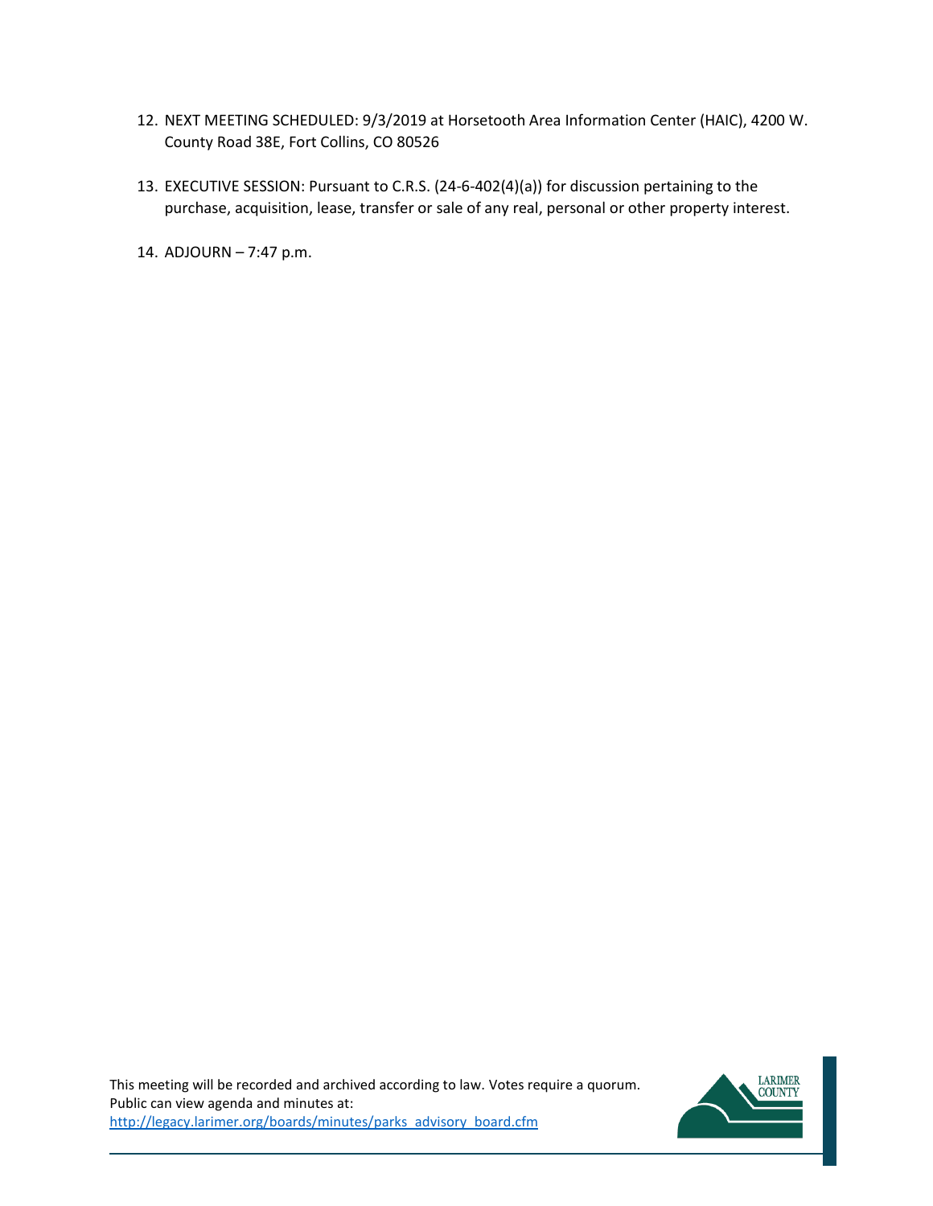12. NEXT MEETING SCHEDULED: 9/3/2019 at Horsetooth Area Information Center (HAIC), 4200 W. County Road 38E, Fort Collins, CO 80526

13. EXECUTIVE SESSION: Pursuant to C.R.S. (24-6-402(4)(a)) for discussion pertaining to the purchase, acquisition, lease, transfer or sale of any real, personal or other property interest.

14. ADJOURN – 7:47 p.m.

This meeting will be recorded and archived according to law. Votes require a quorum. Public can view agenda and minutes at: http://legacy.larimer.org/boards/minutes/parks_advisory_board.cfm